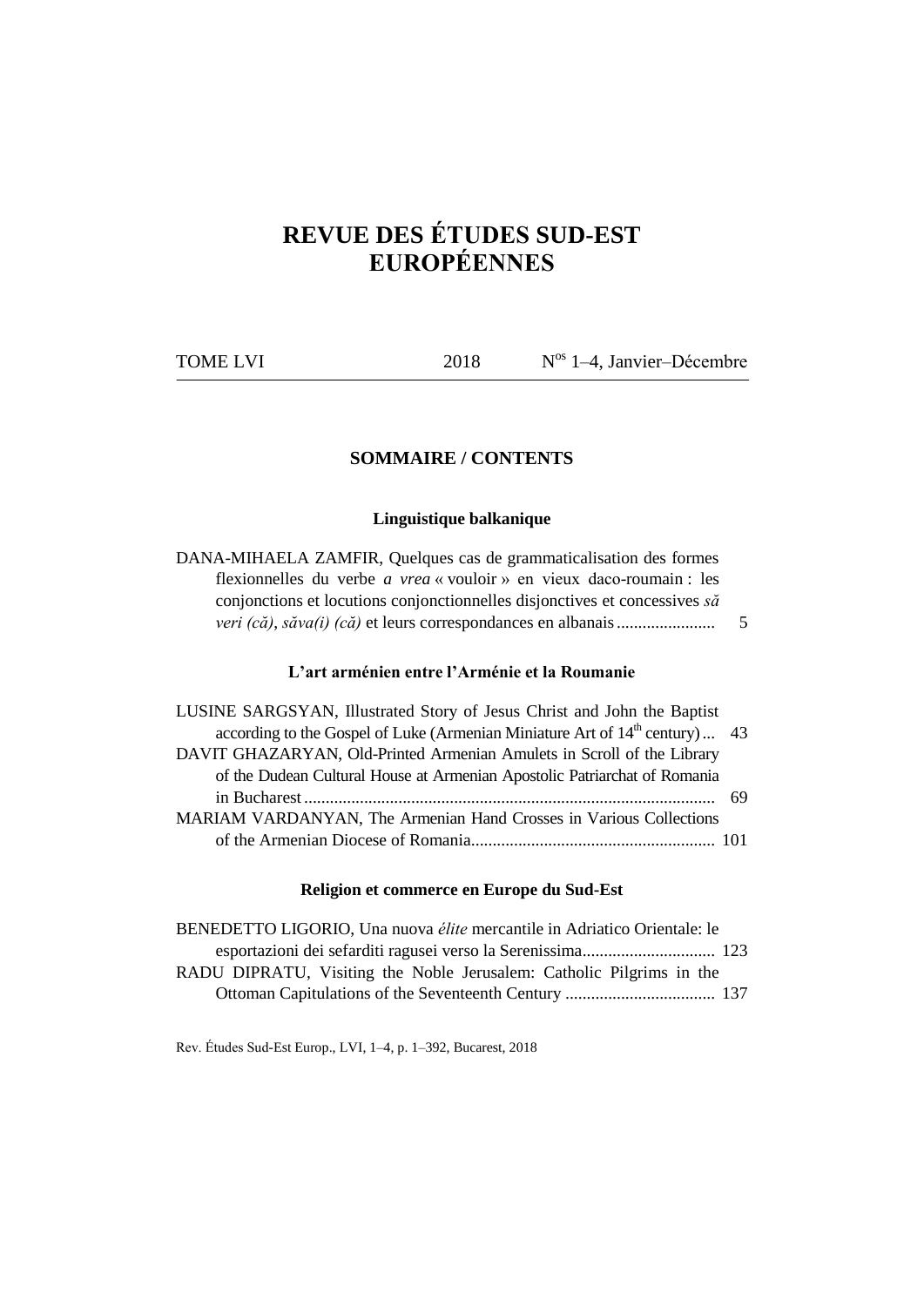# REVUE DES ÉTUDES SUD-EST EUROPÉENNES

TOME LVI — 2018 — N$^{os}$ 1–4, Janvier–Décembre

## SOMMAIRE / CONTENTS

### Linguistique balkanique

DANA-MIHAELA ZAMFIR, Quelques cas de grammaticalisation des formes flexionnelles du verbe *a vrea* « vouloir » en vieux daco-roumain : les conjonctions et locutions conjonctionnelles disjonctives et concessives *să veri (că)*, *săva(i) (că)* et leurs correspondances en albanais ....................... 5

### L'art arménien entre l'Arménie et la Roumanie

LUSINE SARGSYAN, Illustrated Story of Jesus Christ and John the Baptist according to the Gospel of Luke (Armenian Miniature Art of 14th century) ... 43

DAVIT GHAZARYAN, Old-Printed Armenian Amulets in Scroll of the Library of the Dudean Cultural House at Armenian Apostolic Patriarchat of Romania in Bucharest ................................................................................................ 69

MARIAM VARDANYAN, The Armenian Hand Crosses in Various Collections of the Armenian Diocese of Romania......................................................... 101

### Religion et commerce en Europe du Sud-Est

BENEDETTO LIGORIO, Una nuova *élite* mercantile in Adriatico Orientale: le esportazioni dei sefarditi ragusei verso la Serenissima............................... 123

RADU DIPRATU, Visiting the Noble Jerusalem: Catholic Pilgrims in the Ottoman Capitulations of the Seventeenth Century ................................... 137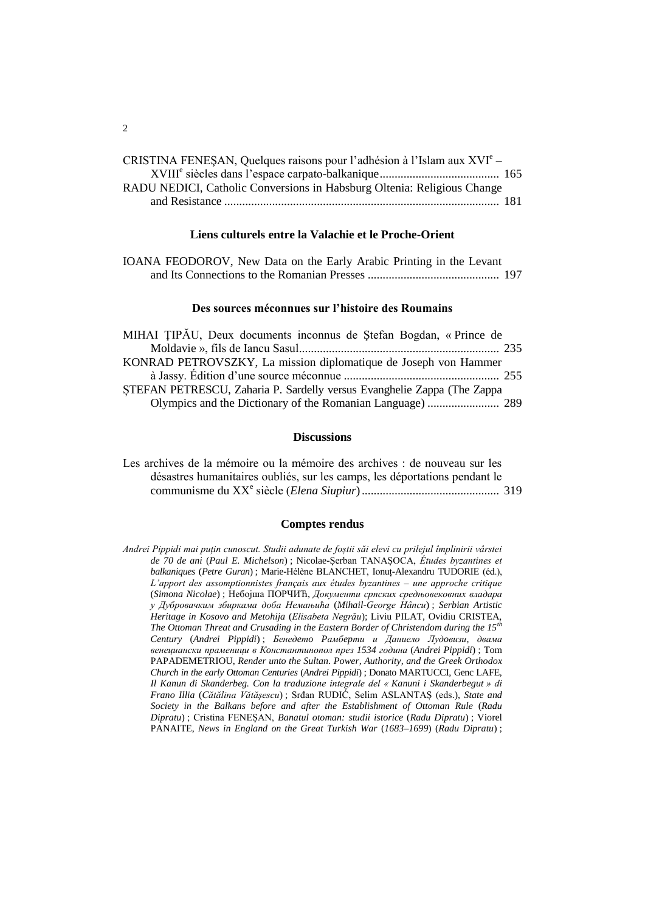CRISTINA FENEȘAN, Quelques raisons pour l'adhésion à l'Islam aux XVI[e] – XVIII[e] siècles dans l'espace carpato-balkanique ........................................ 165

RADU NEDICI, Catholic Conversions in Habsburg Oltenia: Religious Change and Resistance ........................................................................................... 181

### Liens culturels entre la Valachie et le Proche-Orient

IOANA FEODOROV, New Data on the Early Arabic Printing in the Levant and Its Connections to the Romanian Presses ............................................ 197

### Des sources méconnues sur l'histoire des Roumains

MIHAI ȚIPĂU, Deux documents inconnus de Ștefan Bogdan, « Prince de Moldavie », fils de Iancu Sasul.................................................................. 235

KONRAD PETROVSZKY, La mission diplomatique de Joseph von Hammer à Jassy. Édition d'une source méconnue .................................................... 255

ȘTEFAN PETRESCU, Zaharia P. Sardelly versus Evanghelie Zappa (The Zappa Olympics and the Dictionary of the Romanian Language) ........................ 289

### Discussions

Les archives de la mémoire ou la mémoire des archives : de nouveau sur les désastres humanitaires oubliés, sur les camps, les déportations pendant le communisme du XX[e] siècle (*Elena Siupiur*).............................................. 319

### Comptes rendus

*Andrei Pippidi mai puțin cunoscut. Studii adunate de foștii săi elevi cu prilejul împlinirii vârstei de 70 de ani* (*Paul E. Michelson*) ; Nicolae-Șerban TANAȘOCA, *Études byzantines et balkaniques* (*Petre Guran*) ; Marie-Hélène BLANCHET, Ionuț-Alexandru TUDORIE (éd.), *L'apport des assomptionnistes français aux études byzantines – une approche critique* (*Simona Nicolae*) ; Небојша ПОРЧИЋ, *Документи српских средњовековних владара у Дубровачким збиркама доба Немањића* (*Mihail-George Hâncu*) ; *Serbian Artistic Heritage in Kosovo and Metohija* (*Elisabeta Negrău*); Liviu PILAT, Ovidiu CRISTEA, *The Ottoman Threat and Crusading in the Eastern Border of Christendom during the 15[th] Century* (*Andrei Pippidi*) ; *Бенедето Рамберти и Даниело Лудовизи, двама венециански праменици в Константинопол през 1534 година* (*Andrei Pippidi*) ; Tom PAPADEMETRIOU, *Render unto the Sultan. Power, Authority, and the Greek Orthodox Church in the early Ottoman Centuries* (*Andrei Pippidi*) ; Donato MARTUCCI, Genc LAFE, *Il Kanun di Skanderbeg. Con la traduzione integrale del « Kanuni i Skanderbegut » di Frano Illia* (*Cătălina Vătășescu*) ; Srđan RUDIĆ, Selim ASLANTAȘ (eds.), *State and Society in the Balkans before and after the Establishment of Ottoman Rule* (*Radu Dipratu*) ; Cristina FENEȘAN, *Banatul otoman: studii istorice* (*Radu Dipratu*) ; Viorel PANAITE, *News in England on the Great Turkish War* (*1683–1699*) (*Radu Dipratu*) ;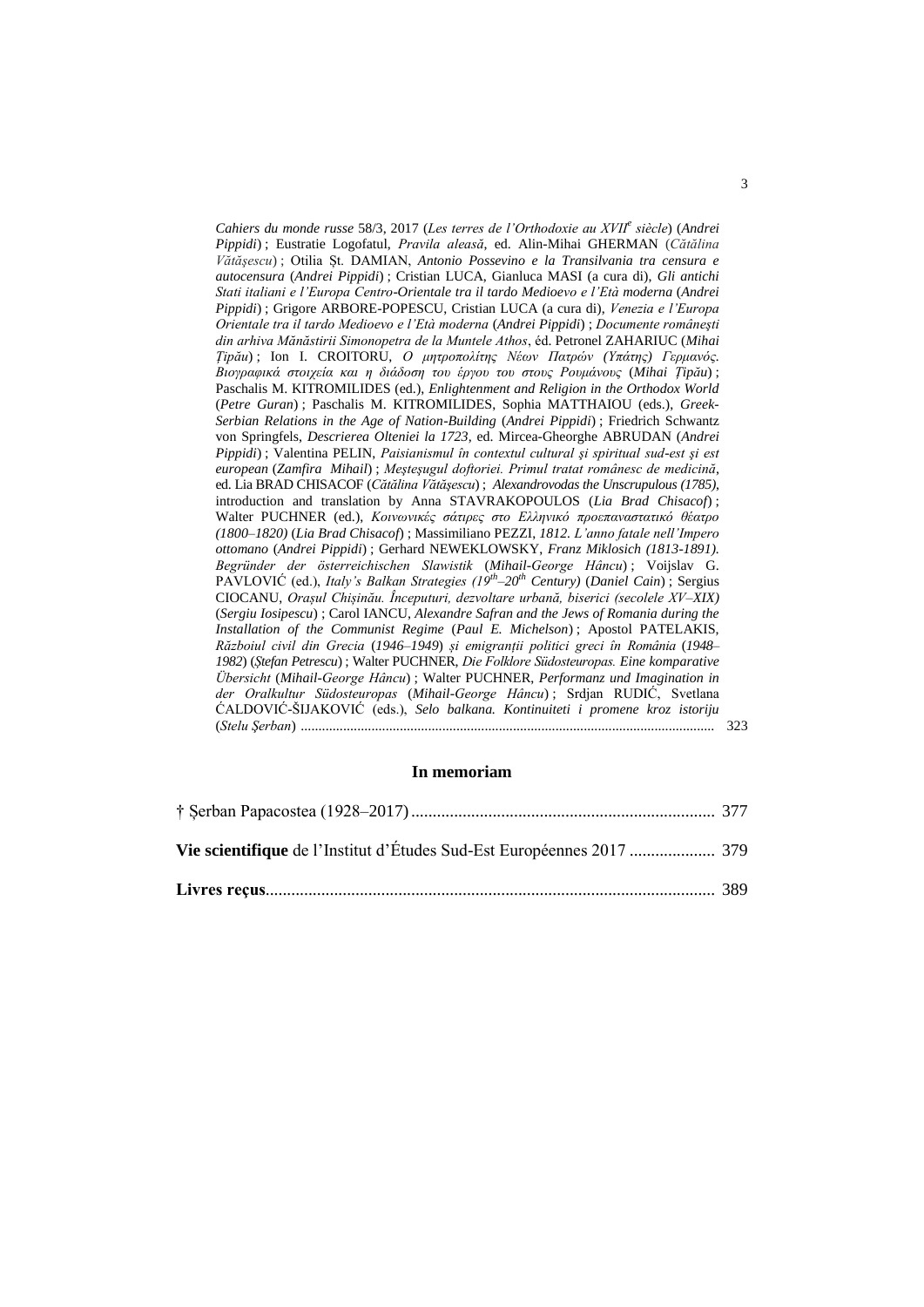*Cahiers du monde russe* 58/3, 2017 (*Les terres de l'Orthodoxie au XVII*[e] *siècle*) (*Andrei Pippidi*) ; Eustratie Logofatul, *Pravila aleasă*, ed. Alin-Mihai GHERMAN (*Cătălina Vătăşescu*) ; Otilia Şt. DAMIAN, *Antonio Possevino e la Transilvania tra censura e autocensura* (*Andrei Pippidi*) ; Cristian LUCA, Gianluca MASI (a cura di), *Gli antichi Stati italiani e l'Europa Centro-Orientale tra il tardo Medioevo e l'Età moderna* (*Andrei Pippidi*) ; Grigore ARBORE-POPESCU, Cristian LUCA (a cura di), *Venezia e l'Europa Orientale tra il tardo Medioevo e l'Età moderna* (*Andrei Pippidi*) ; *Documente româneşti din arhiva Mănăstirii Simonopetra de la Muntele Athos*, éd. Petronel ZAHARIUC (*Mihai Ţipău*) ; Ion I. CROITORU, *Ο μητροπολίτης Νέων Πατρών (Υπάτης) Γερμανός. Βιογραφικά στοιχεία και η διάδοση του έργου του στους Ρουμάνους* (*Mihai Ţipău*) ; Paschalis M. KITROMILIDES (ed.), *Enlightenment and Religion in the Orthodox World* (*Petre Guran*) ; Paschalis M. KITROMILIDES, Sophia MATTHAIOU (eds.), *Greek-Serbian Relations in the Age of Nation-Building* (*Andrei Pippidi*) ; Friedrich Schwantz von Springfels, *Descrierea Olteniei la 1723*, ed. Mircea-Gheorghe ABRUDAN (*Andrei Pippidi*) ; Valentina PELIN, *Paisianismul în contextul cultural şi spiritual sud-est şi est european* (*Zamfira Mihail*) ; *Meşteşugul doftoriei. Primul tratat românesc de medicină*, ed. Lia BRAD CHISACOF (*Cătălina Vătăşescu*) ; *Alexandrovodas the Unscrupulous (1785)*, introduction and translation by Anna STAVRAKOPOULOS (*Lia Brad Chisacof*) ; Walter PUCHNER (ed.), *Κοινωνικές σάτιρες στο Ελληνικό προεπαναστατικό θέατρο (1800–1820)* (*Lia Brad Chisacof*) ; Massimiliano PEZZI, *1812. L'anno fatale nell'Impero ottomano* (*Andrei Pippidi*) ; Gerhard NEWEKLOWSKY, *Franz Miklosich (1813-1891). Begründer der österreichischen Slawistik* (*Mihail-George Hâncu*) ; Voijslav G. PAVLOVIĆ (ed.), *Italy's Balkan Strategies (19*[th]*–20*[th] *Century)* (*Daniel Cain*) ; Sergius CIOCANU, *Oraşul Chişinău. Începuturi, dezvoltare urbană, biserici (secolele XV–XIX)* (*Sergiu Iosipescu*) ; Carol IANCU, *Alexandre Safran and the Jews of Romania during the Installation of the Communist Regime* (*Paul E. Michelson*) ; Apostol PATELAKIS, *Războiul civil din Grecia* (*1946–1949*) *şi emigranţii politici greci în România* (*1948–1982*) (*Ştefan Petrescu*) ; Walter PUCHNER, *Die Folklore Südosteuropas. Eine komparative Übersicht* (*Mihail-George Hâncu*) ; Walter PUCHNER, *Performanz und Imagination in der Oralkultur Südosteuropas* (*Mihail-George Hâncu*) ; Srdjan RUDIĆ, Svetlana ĆALDOVIĆ-ŠIJAKOVIĆ (eds.), *Selo balkana. Kontinuiteti i promene kroz istoriju* (*Stelu Şerban*) ..................................................................................................... 323

## In memoriam

† Şerban Papacostea (1928–2017) ....................................................................... 377

**Vie scientifique** de l'Institut d'Études Sud-Est Européennes 2017 .................... 379

**Livres reçus**........................................................................................................ 389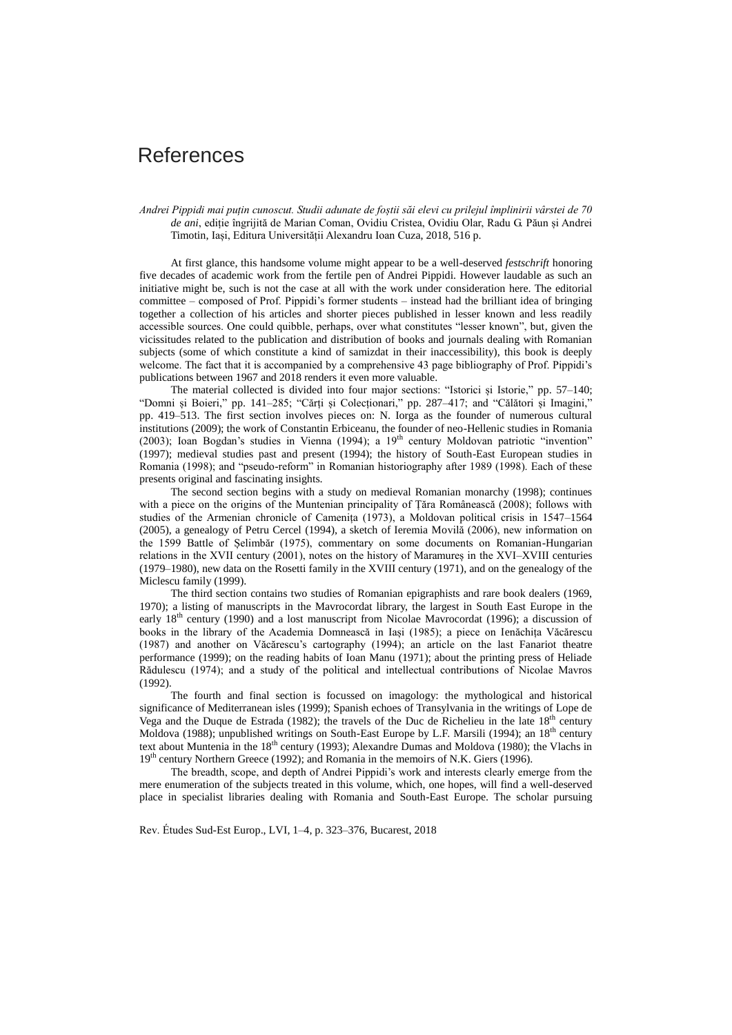# References

*Andrei Pippidi mai puțin cunoscut. Studii adunate de foștii săi elevi cu prilejul împlinirii vârstei de 70 de ani*, ediție îngrijită de Marian Coman, Ovidiu Cristea, Ovidiu Olar, Radu G. Păun și Andrei Timotin, Iași, Editura Universității Alexandru Ioan Cuza, 2018, 516 p.

At first glance, this handsome volume might appear to be a well-deserved *festschrift* honoring five decades of academic work from the fertile pen of Andrei Pippidi. However laudable as such an initiative might be, such is not the case at all with the work under consideration here. The editorial committee – composed of Prof. Pippidi's former students – instead had the brilliant idea of bringing together a collection of his articles and shorter pieces published in lesser known and less readily accessible sources. One could quibble, perhaps, over what constitutes "lesser known", but, given the vicissitudes related to the publication and distribution of books and journals dealing with Romanian subjects (some of which constitute a kind of samizdat in their inaccessibility), this book is deeply welcome. The fact that it is accompanied by a comprehensive 43 page bibliography of Prof. Pippidi's publications between 1967 and 2018 renders it even more valuable.

The material collected is divided into four major sections: "Istorici și Istorie," pp. 57–140; "Domni și Boieri," pp. 141–285; "Cărți și Colecționari," pp. 287–417; and "Călători și Imagini," pp. 419–513. The first section involves pieces on: N. Iorga as the founder of numerous cultural institutions (2009); the work of Constantin Erbiceanu, the founder of neo-Hellenic studies in Romania (2003); Ioan Bogdan's studies in Vienna (1994); a 19th century Moldovan patriotic "invention" (1997); medieval studies past and present (1994); the history of South-East European studies in Romania (1998); and "pseudo-reform" in Romanian historiography after 1989 (1998). Each of these presents original and fascinating insights.

The second section begins with a study on medieval Romanian monarchy (1998); continues with a piece on the origins of the Muntenian principality of Țăra Românească (2008); follows with studies of the Armenian chronicle of Camenița (1973), a Moldovan political crisis in 1547–1564 (2005), a genealogy of Petru Cercel (1994), a sketch of Ieremia Movilă (2006), new information on the 1599 Battle of Șelimbăr (1975), commentary on some documents on Romanian-Hungarian relations in the XVII century (2001), notes on the history of Maramureș in the XVI–XVIII centuries (1979–1980), new data on the Rosetti family in the XVIII century (1971), and on the genealogy of the Miclescu family (1999).

The third section contains two studies of Romanian epigraphists and rare book dealers (1969, 1970); a listing of manuscripts in the Mavrocordat library, the largest in South East Europe in the early 18th century (1990) and a lost manuscript from Nicolae Mavrocordat (1996); a discussion of books in the library of the Academia Domnească in Iași (1985); a piece on Ienăchița Văcărescu (1987) and another on Văcărescu's cartography (1994); an article on the last Fanariot theatre performance (1999); on the reading habits of Ioan Manu (1971); about the printing press of Heliade Rădulescu (1974); and a study of the political and intellectual contributions of Nicolae Mavros (1992).

The fourth and final section is focussed on imagology: the mythological and historical significance of Mediterranean isles (1999); Spanish echoes of Transylvania in the writings of Lope de Vega and the Duque de Estrada (1982); the travels of the Duc de Richelieu in the late 18th century Moldova (1988); unpublished writings on South-East Europe by L.F. Marsili (1994); an 18th century text about Muntenia in the 18th century (1993); Alexandre Dumas and Moldova (1980); the Vlachs in 19th century Northern Greece (1992); and Romania in the memoirs of N.K. Giers (1996).

The breadth, scope, and depth of Andrei Pippidi's work and interests clearly emerge from the mere enumeration of the subjects treated in this volume, which, one hopes, will find a well-deserved place in specialist libraries dealing with Romania and South-East Europe. The scholar pursuing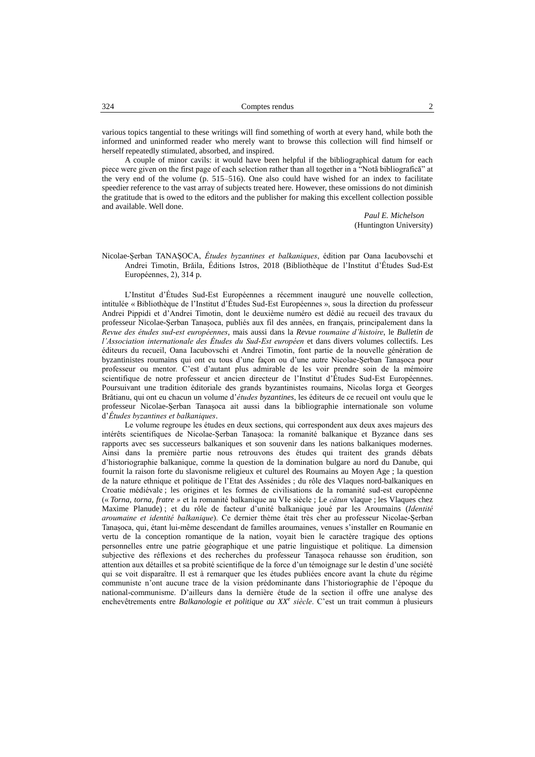various topics tangential to these writings will find something of worth at every hand, while both the informed and uninformed reader who merely want to browse this collection will find himself or herself repeatedly stimulated, absorbed, and inspired.

A couple of minor cavils: it would have been helpful if the bibliographical datum for each piece were given on the first page of each selection rather than all together in a "Notă bibliografică" at the very end of the volume (p. 515–516). One also could have wished for an index to facilitate speedier reference to the vast array of subjects treated here. However, these omissions do not diminish the gratitude that is owed to the editors and the publisher for making this excellent collection possible and available. Well done.

*Paul E. Michelson*
(Huntington University)

Nicolae-Şerban TANAŞOCA, *Études byzantines et balkaniques*, édition par Oana Iacubovschi et Andrei Timotin, Brăila, Éditions Istros, 2018 (Bibliothèque de l'Institut d'Études Sud-Est Européennes, 2), 314 p.

L'Institut d'Études Sud-Est Européennes a récemment inauguré une nouvelle collection, intitulée « Bibliothèque de l'Institut d'Études Sud-Est Européennes », sous la direction du professeur Andrei Pippidi et d'Andrei Timotin, dont le deuxième numéro est dédié au recueil des travaux du professeur Nicolae-Şerban Tanaşoca, publiés aux fil des années, en français, principalement dans la *Revue des études sud-est européennes*, mais aussi dans la *Revue roumaine d'histoire*, le *Bulletin de l'Association internationale des Études du Sud-Est européen* et dans divers volumes collectifs. Les éditeurs du recueil, Oana Iacubovschi et Andrei Timotin, font partie de la nouvelle génération de byzantinistes roumains qui ont eu tous d'une façon ou d'une autre Nicolae-Şerban Tanaşoca pour professeur ou mentor. C'est d'autant plus admirable de les voir prendre soin de la mémoire scientifique de notre professeur et ancien directeur de l'Institut d'Études Sud-Est Européennes. Poursuivant une tradition éditoriale des grands byzantinistes roumains, Nicolas Iorga et Georges Brătianu, qui ont eu chacun un volume d'*études byzantines*, les éditeurs de ce recueil ont voulu que le professeur Nicolae-Şerban Tanaşoca ait aussi dans la bibliographie internationale son volume d'*Études byzantines et balkaniques*.

Le volume regroupe les études en deux sections, qui correspondent aux deux axes majeurs des intérêts scientifiques de Nicolae-Şerban Tanaşoca: la romanité balkanique et Byzance dans ses rapports avec ses successeurs balkaniques et son souvenir dans les nations balkaniques modernes. Ainsi dans la première partie nous retrouvons des études qui traitent des grands débats d'historiographie balkanique, comme la question de la domination bulgare au nord du Danube, qui fournit la raison forte du slavonisme religieux et culturel des Roumains au Moyen Age ; la question de la nature ethnique et politique de l'Etat des Assénides ; du rôle des Vlaques nord-balkaniques en Croatie médiévale ; les origines et les formes de civilisations de la romanité sud-est européenne (« *Torna, torna, fratre* » et la romanité balkanique au VIe siècle ; Le *cătun* vlaque ; les Vlaques chez Maxime Planude) ; et du rôle de facteur d'unité balkanique joué par les Aroumains (*Identité aroumaine et identité balkanique*). Ce dernier thème était très cher au professeur Nicolae-Şerban Tanaşoca, qui, étant lui-même descendant de familles aroumaines, venues s'installer en Roumanie en vertu de la conception romantique de la nation, voyait bien le caractère tragique des options personnelles entre une patrie géographique et une patrie linguistique et politique. La dimension subjective des réflexions et des recherches du professeur Tanaşoca rehausse son érudition, son attention aux détailles et sa probité scientifique de la force d'un témoignage sur le destin d'une société qui se voit disparaître. Il est à remarquer que les études publiées encore avant la chute du régime communiste n'ont aucune trace de la vision prédominante dans l'historiographie de l'époque du national-communisme. D'ailleurs dans la dernière étude de la section il offre une analyse des enchevêtrements entre *Balkanologie et politique au XX^e^ siècle*. C'est un trait commun à plusieurs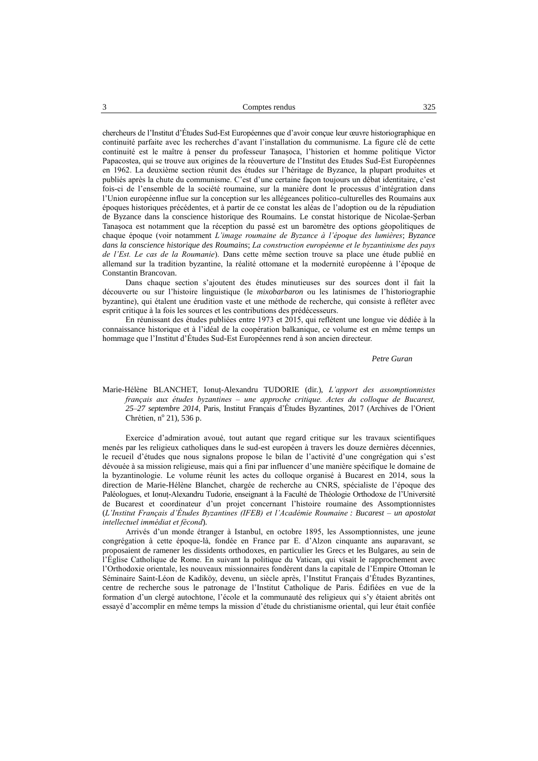chercheurs de l'Institut d'Études Sud-Est Européennes que d'avoir conçue leur œuvre historiographique en continuité parfaite avec les recherches d'avant l'installation du communisme. La figure clé de cette continuité est le maître à penser du professeur Tanașoca, l'historien et homme politique Victor Papacostea, qui se trouve aux origines de la réouverture de l'Institut des Etudes Sud-Est Européennes en 1962. La deuxième section réunit des études sur l'héritage de Byzance, la plupart produites et publiés après la chute du communisme. C'est d'une certaine façon toujours un débat identitaire, c'est fois-ci de l'ensemble de la société roumaine, sur la manière dont le processus d'intégration dans l'Union européenne influe sur la conception sur les allégeances politico-culturelles des Roumains aux époques historiques précédentes, et à partir de ce constat les aléas de l'adoption ou de la répudiation de Byzance dans la conscience historique des Roumains. Le constat historique de Nicolae-Șerban Tanașoca est notamment que la réception du passé est un baromètre des options géopolitiques de chaque époque (voir notamment *L'image roumaine de Byzance à l'époque des lumières*; *Byzance dans la conscience historique des Roumains*; *La construction européenne et le byzantinisme des pays de l'Est. Le cas de la Roumanie*). Dans cette même section trouve sa place une étude publié en allemand sur la tradition byzantine, la réalité ottomane et la modernité européenne à l'époque de Constantin Brancovan.

Dans chaque section s'ajoutent des études minutieuses sur des sources dont il fait la découverte ou sur l'histoire linguistique (le *mixobarbaron* ou les latinismes de l'historiographie byzantine), qui étalent une érudition vaste et une méthode de recherche, qui consiste à refléter avec esprit critique à la fois les sources et les contributions des prédécesseurs.

En réunissant des études publiées entre 1973 et 2015, qui reflètent une longue vie dédiée à la connaissance historique et à l'idéal de la coopération balkanique, ce volume est en même temps un hommage que l'Institut d'Études Sud-Est Européennes rend à son ancien directeur.

*Petre Guran*

Marie-Hélène BLANCHET, Ionuț-Alexandru TUDORIE (dir.), *L'apport des assomptionnistes français aux études byzantines – une approche critique. Actes du colloque de Bucarest, 25–27 septembre 2014*, Paris, Institut Français d'Études Byzantines, 2017 (Archives de l'Orient Chrétien, n° 21), 536 p.

Exercice d'admiration avoué, tout autant que regard critique sur les travaux scientifiques menés par les religieux catholiques dans le sud-est européen à travers les douze dernières décennies, le recueil d'études que nous signalons propose le bilan de l'activité d'une congrégation qui s'est dévouée à sa mission religieuse, mais qui a fini par influencer d'une manière spécifique le domaine de la byzantinologie. Le volume réunit les actes du colloque organisé à Bucarest en 2014, sous la direction de Marie-Hélène Blanchet, chargée de recherche au CNRS, spécialiste de l'époque des Paléologues, et Ionuț-Alexandru Tudorie, enseignant à la Faculté de Théologie Orthodoxe de l'Université de Bucarest et coordinateur d'un projet concernant l'histoire roumaine des Assomptionnistes (*L'Institut Français d'Études Byzantines (IFEB) et l'Académie Roumaine : Bucarest – un apostolat intellectuel immédiat et fécond*).

Arrivés d'un monde étranger à Istanbul, en octobre 1895, les Assomptionnistes, une jeune congrégation à cette époque-là, fondée en France par E. d'Alzon cinquante ans auparavant, se proposaient de ramener les dissidents orthodoxes, en particulier les Grecs et les Bulgares, au sein de l'Église Catholique de Rome. En suivant la politique du Vatican, qui visait le rapprochement avec l'Orthodoxie orientale, les nouveaux missionnaires fondèrent dans la capitale de l'Empire Ottoman le Séminaire Saint-Léon de Kadiköy, devenu, un siècle après, l'Institut Français d'Études Byzantines, centre de recherche sous le patronage de l'Institut Catholique de Paris. Édifiées en vue de la formation d'un clergé autochtone, l'école et la communauté des religieux qui s'y étaient abrités ont essayé d'accomplir en même temps la mission d'étude du christianisme oriental, qui leur était confiée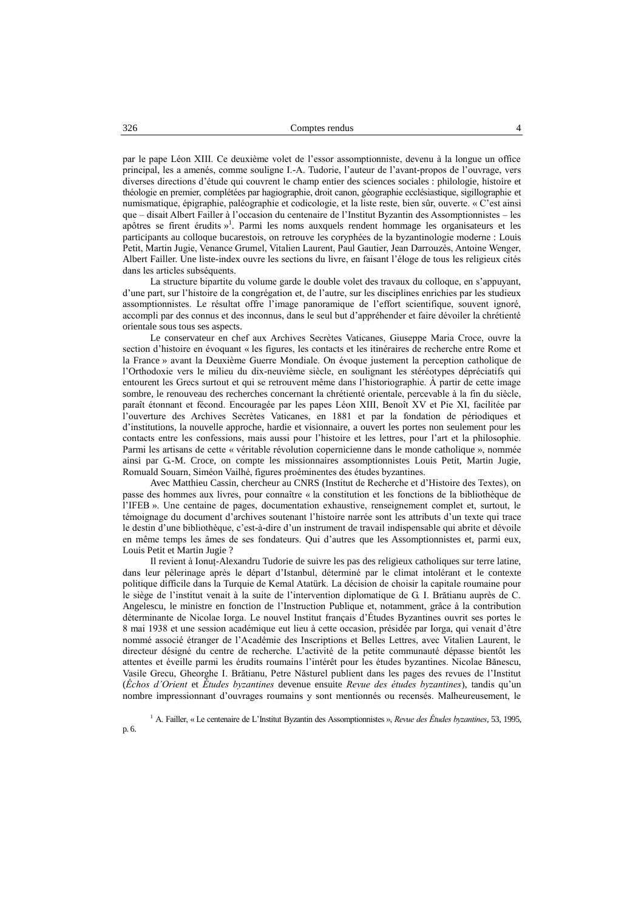par le pape Léon XIII. Ce deuxième volet de l'essor assomptionniste, devenu à la longue un office principal, les a amenés, comme souligne I.-A. Tudorie, l'auteur de l'avant-propos de l'ouvrage, vers diverses directions d'étude qui couvrent le champ entier des sciences sociales : philologie, histoire et théologie en premier, complétées par hagiographie, droit canon, géographie ecclésiastique, sigillographie et numismatique, épigraphie, paléographie et codicologie, et la liste reste, bien sûr, ouverte. « C'est ainsi que – disait Albert Failler à l'occasion du centenaire de l'Institut Byzantin des Assomptionnistes – les apôtres se firent érudits »[1]. Parmi les noms auxquels rendent hommage les organisateurs et les participants au colloque bucarestois, on retrouve les coryphées de la byzantinologie moderne : Louis Petit, Martin Jugie, Venance Grumel, Vitalien Laurent, Paul Gautier, Jean Darrouzès, Antoine Wenger, Albert Failler. Une liste-index ouvre les sections du livre, en faisant l'éloge de tous les religieux cités dans les articles subséquents.

La structure bipartite du volume garde le double volet des travaux du colloque, en s'appuyant, d'une part, sur l'histoire de la congrégation et, de l'autre, sur les disciplines enrichies par les studieux assomptionnistes. Le résultat offre l'image panoramique de l'effort scientifique, souvent ignoré, accompli par des connus et des inconnus, dans le seul but d'appréhender et faire dévoiler la chrétienté orientale sous tous ses aspects.

Le conservateur en chef aux Archives Secrètes Vaticanes, Giuseppe Maria Croce, ouvre la section d'histoire en évoquant « les figures, les contacts et les itinéraires de recherche entre Rome et la France » avant la Deuxième Guerre Mondiale. On évoque justement la perception catholique de l'Orthodoxie vers le milieu du dix-neuvième siècle, en soulignant les stéréotypes dépréciatifs qui entourent les Grecs surtout et qui se retrouvent même dans l'historiographie. À partir de cette image sombre, le renouveau des recherches concernant la chrétienté orientale, percevable à la fin du siècle, paraît étonnant et fécond. Encouragée par les papes Léon XIII, Benoît XV et Pie XI, facilitée par l'ouverture des Archives Secrètes Vaticanes, en 1881 et par la fondation de périodiques et d'institutions, la nouvelle approche, hardie et visionnaire, a ouvert les portes non seulement pour les contacts entre les confessions, mais aussi pour l'histoire et les lettres, pour l'art et la philosophie. Parmi les artisans de cette « véritable révolution copernicienne dans le monde catholique », nommée ainsi par G.-M. Croce, on compte les missionnaires assomptionnistes Louis Petit, Martin Jugie, Romuald Souarn, Siméon Vailhé, figures proéminentes des études byzantines.

Avec Matthieu Cassin, chercheur au CNRS (Institut de Recherche et d'Histoire des Textes), on passe des hommes aux livres, pour connaître « la constitution et les fonctions de la bibliothèque de l'IFEB ». Une centaine de pages, documentation exhaustive, renseignement complet et, surtout, le témoignage du document d'archives soutenant l'histoire narrée sont les attributs d'un texte qui trace le destin d'une bibliothèque, c'est-à-dire d'un instrument de travail indispensable qui abrite et dévoile en même temps les âmes de ses fondateurs. Qui d'autres que les Assomptionnistes et, parmi eux, Louis Petit et Martin Jugie ?

Il revient à Ionuț-Alexandru Tudorie de suivre les pas des religieux catholiques sur terre latine, dans leur pèlerinage après le départ d'Istanbul, déterminé par le climat intolérant et le contexte politique difficile dans la Turquie de Kemal Atatürk. La décision de choisir la capitale roumaine pour le siège de l'institut venait à la suite de l'intervention diplomatique de G. I. Brătianu auprès de C. Angelescu, le ministre en fonction de l'Instruction Publique et, notamment, grâce à la contribution déterminante de Nicolae Iorga. Le nouvel Institut français d'Études Byzantines ouvrit ses portes le 8 mai 1938 et une session académique eut lieu à cette occasion, présidée par Iorga, qui venait d'être nommé associé étranger de l'Académie des Inscriptions et Belles Lettres, avec Vitalien Laurent, le directeur désigné du centre de recherche. L'activité de la petite communauté dépasse bientôt les attentes et éveille parmi les érudits roumains l'intérêt pour les études byzantines. Nicolae Bănescu, Vasile Grecu, Gheorghe I. Brătianu, Petre Năsturel publient dans les pages des revues de l'Institut (*Échos d'Orient* et *Études byzantines* devenue ensuite *Revue des études byzantines*), tandis qu'un nombre impressionnant d'ouvrages roumains y sont mentionnés ou recensés. Malheureusement, le

[1] A. Failler, « Le centenaire de L'Institut Byzantin des Assomptionnistes », *Revue des Études byzantines*, 53, 1995, p. 6.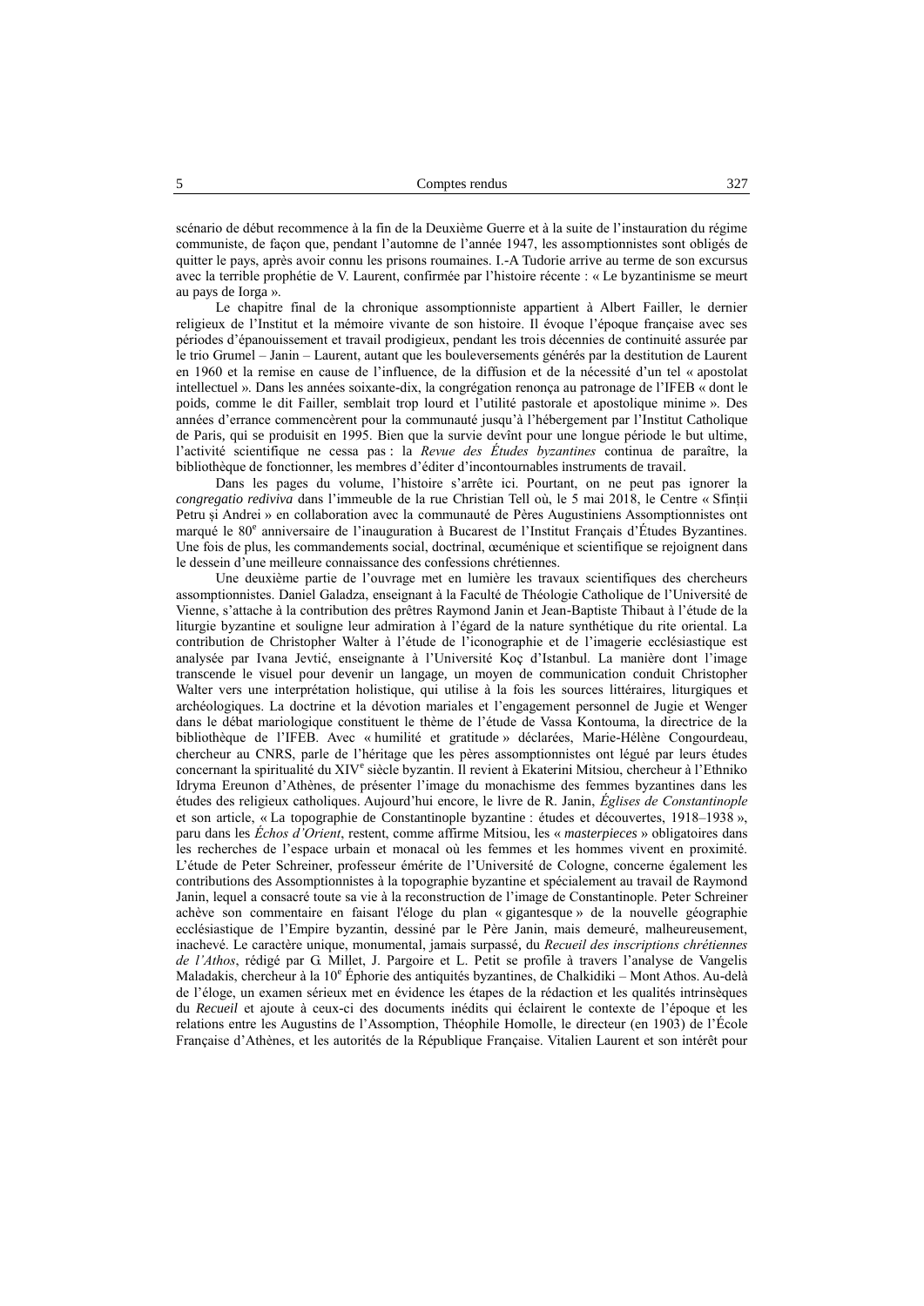scénario de début recommence à la fin de la Deuxième Guerre et à la suite de l'instauration du régime communiste, de façon que, pendant l'automne de l'année 1947, les assomptionnistes sont obligés de quitter le pays, après avoir connu les prisons roumaines. I.-A Tudorie arrive au terme de son excursus avec la terrible prophétie de V. Laurent, confirmée par l'histoire récente : « Le byzantinisme se meurt au pays de Iorga ».

Le chapitre final de la chronique assomptionniste appartient à Albert Failler, le dernier religieux de l'Institut et la mémoire vivante de son histoire. Il évoque l'époque française avec ses périodes d'épanouissement et travail prodigieux, pendant les trois décennies de continuité assurée par le trio Grumel – Janin – Laurent, autant que les bouleversements générés par la destitution de Laurent en 1960 et la remise en cause de l'influence, de la diffusion et de la nécessité d'un tel « apostolat intellectuel ». Dans les années soixante-dix, la congrégation renonça au patronage de l'IFEB « dont le poids, comme le dit Failler, semblait trop lourd et l'utilité pastorale et apostolique minime ». Des années d'errance commencèrent pour la communauté jusqu'à l'hébergement par l'Institut Catholique de Paris, qui se produisit en 1995. Bien que la survie devînt pour une longue période le but ultime, l'activité scientifique ne cessa pas : la *Revue des Études byzantines* continua de paraître, la bibliothèque de fonctionner, les membres d'éditer d'incontournables instruments de travail.

Dans les pages du volume, l'histoire s'arrête ici. Pourtant, on ne peut pas ignorer la *congregatio rediviva* dans l'immeuble de la rue Christian Tell où, le 5 mai 2018, le Centre « Sfinții Petru și Andrei » en collaboration avec la communauté de Pères Augustiniens Assomptionnistes ont marqué le 80[e] anniversaire de l'inauguration à Bucarest de l'Institut Français d'Études Byzantines. Une fois de plus, les commandements social, doctrinal, œcuménique et scientifique se rejoignent dans le dessein d'une meilleure connaissance des confessions chrétiennes.

Une deuxième partie de l'ouvrage met en lumière les travaux scientifiques des chercheurs assomptionnistes. Daniel Galadza, enseignant à la Faculté de Théologie Catholique de l'Université de Vienne, s'attache à la contribution des prêtres Raymond Janin et Jean-Baptiste Thibaut à l'étude de la liturgie byzantine et souligne leur admiration à l'égard de la nature synthétique du rite oriental. La contribution de Christopher Walter à l'étude de l'iconographie et de l'imagerie ecclésiastique est analysée par Ivana Jevtić, enseignante à l'Université Koç d'Istanbul. La manière dont l'image transcende le visuel pour devenir un langage, un moyen de communication conduit Christopher Walter vers une interprétation holistique, qui utilise à la fois les sources littéraires, liturgiques et archéologiques. La doctrine et la dévotion mariales et l'engagement personnel de Jugie et Wenger dans le débat mariologique constituent le thème de l'étude de Vassa Kontouma, la directrice de la bibliothèque de l'IFEB. Avec « humilité et gratitude » déclarées, Marie-Hélène Congourdeau, chercheur au CNRS, parle de l'héritage que les pères assomptionnistes ont légué par leurs études concernant la spiritualité du XIV[e] siècle byzantin. Il revient à Ekaterini Mitsiou, chercheur à l'Ethniko Idryma Ereunon d'Athènes, de présenter l'image du monachisme des femmes byzantines dans les études des religieux catholiques. Aujourd'hui encore, le livre de R. Janin, *Églises de Constantinople* et son article, « La topographie de Constantinople byzantine : études et découvertes, 1918–1938 », paru dans les *Échos d'Orient*, restent, comme affirme Mitsiou, les « *masterpieces* » obligatoires dans les recherches de l'espace urbain et monacal où les femmes et les hommes vivent en proximité. L'étude de Peter Schreiner, professeur émérite de l'Université de Cologne, concerne également les contributions des Assomptionnistes à la topographie byzantine et spécialement au travail de Raymond Janin, lequel a consacré toute sa vie à la reconstruction de l'image de Constantinople. Peter Schreiner achève son commentaire en faisant l'éloge du plan « gigantesque » de la nouvelle géographie ecclésiastique de l'Empire byzantin, dessiné par le Père Janin, mais demeuré, malheureusement, inachevé. Le caractère unique, monumental, jamais surpassé, du *Recueil des inscriptions chrétiennes de l'Athos*, rédigé par G. Millet, J. Pargoire et L. Petit se profile à travers l'analyse de Vangelis Maladakis, chercheur à la 10[e] Éphorie des antiquités byzantines, de Chalkidiki – Mont Athos. Au-delà de l'éloge, un examen sérieux met en évidence les étapes de la rédaction et les qualités intrinsèques du *Recueil* et ajoute à ceux-ci des documents inédits qui éclairent le contexte de l'époque et les relations entre les Augustins de l'Assomption, Théophile Homolle, le directeur (en 1903) de l'École Française d'Athènes, et les autorités de la République Française. Vitalien Laurent et son intérêt pour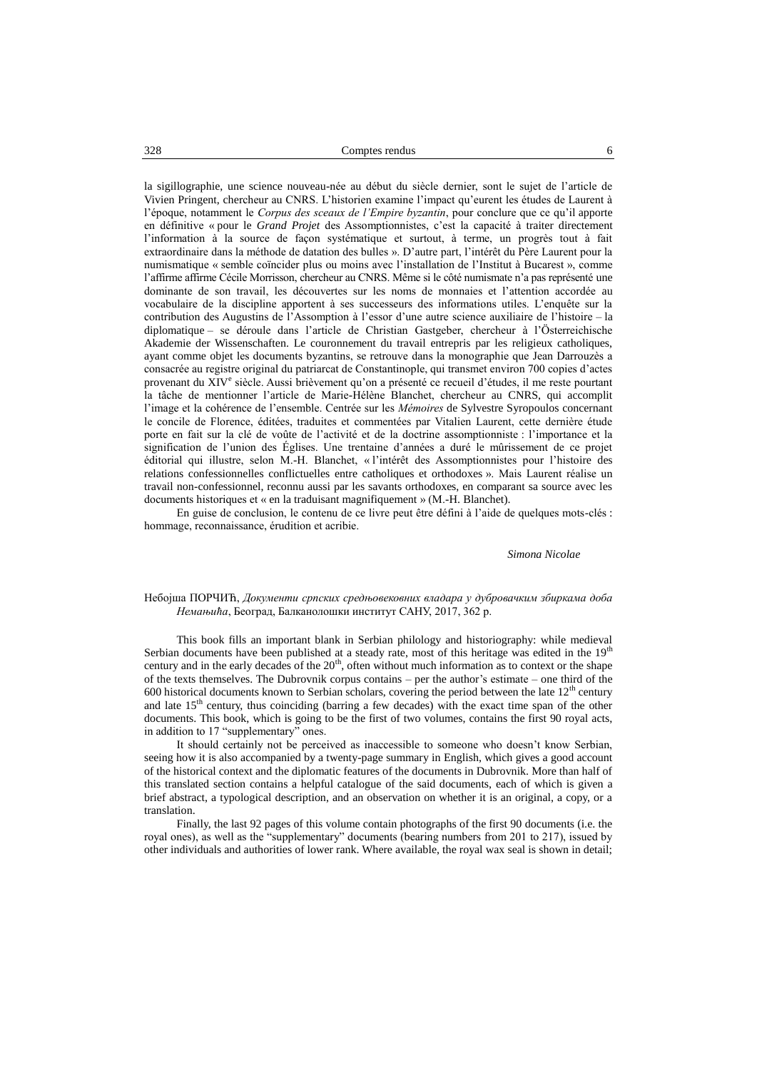la sigillographie, une science nouveau-née au début du siècle dernier, sont le sujet de l'article de Vivien Pringent, chercheur au CNRS. L'historien examine l'impact qu'eurent les études de Laurent à l'époque, notamment le *Corpus des sceaux de l'Empire byzantin*, pour conclure que ce qu'il apporte en définitive « pour le *Grand Projet* des Assomptionnistes, c'est la capacité à traiter directement l'information à la source de façon systématique et surtout, à terme, un progrès tout à fait extraordinaire dans la méthode de datation des bulles ». D'autre part, l'intérêt du Père Laurent pour la numismatique « semble coïncider plus ou moins avec l'installation de l'Institut à Bucarest », comme l'affirme affirme Cécile Morrisson, chercheur au CNRS. Même si le côté numismate n'a pas représenté une dominante de son travail, les découvertes sur les noms de monnaies et l'attention accordée au vocabulaire de la discipline apportent à ses successeurs des informations utiles. L'enquête sur la contribution des Augustins de l'Assomption à l'essor d'une autre science auxiliaire de l'histoire – la diplomatique – se déroule dans l'article de Christian Gastgeber, chercheur à l'Österreichische Akademie der Wissenschaften. Le couronnement du travail entrepris par les religieux catholiques, ayant comme objet les documents byzantins, se retrouve dans la monographie que Jean Darrouzès a consacrée au registre original du patriarcat de Constantinople, qui transmet environ 700 copies d'actes provenant du XIV[e] siècle. Aussi brièvement qu'on a présenté ce recueil d'études, il me reste pourtant la tâche de mentionner l'article de Marie-Hélène Blanchet, chercheur au CNRS, qui accomplit l'image et la cohérence de l'ensemble. Centrée sur les *Mémoires* de Sylvestre Syropoulos concernant le concile de Florence, éditées, traduites et commentées par Vitalien Laurent, cette dernière étude porte en fait sur la clé de voûte de l'activité et de la doctrine assomptionniste : l'importance et la signification de l'union des Églises. Une trentaine d'années a duré le mûrissement de ce projet éditorial qui illustre, selon M.-H. Blanchet, « l'intérêt des Assomptionnistes pour l'histoire des relations confessionnelles conflictuelles entre catholiques et orthodoxes ». Mais Laurent réalise un travail non-confessionnel, reconnu aussi par les savants orthodoxes, en comparant sa source avec les documents historiques et « en la traduisant magnifiquement » (M.-H. Blanchet).

En guise de conclusion, le contenu de ce livre peut être défini à l'aide de quelques mots-clés : hommage, reconnaissance, érudition et acribie.

*Simona Nicolae*

Небојша ПОРЧИЋ, *Документи српских средњовековних владара у дубровачким збиркама доба Немањића*, Београд, Балканолошки институт САНУ, 2017, 362 p.

This book fills an important blank in Serbian philology and historiography: while medieval Serbian documents have been published at a steady rate, most of this heritage was edited in the 19[th] century and in the early decades of the 20[th], often without much information as to context or the shape of the texts themselves. The Dubrovnik corpus contains – per the author's estimate – one third of the 600 historical documents known to Serbian scholars, covering the period between the late 12[th] century and late 15[th] century, thus coinciding (barring a few decades) with the exact time span of the other documents. This book, which is going to be the first of two volumes, contains the first 90 royal acts, in addition to 17 "supplementary" ones.

It should certainly not be perceived as inaccessible to someone who doesn't know Serbian, seeing how it is also accompanied by a twenty-page summary in English, which gives a good account of the historical context and the diplomatic features of the documents in Dubrovnik. More than half of this translated section contains a helpful catalogue of the said documents, each of which is given a brief abstract, a typological description, and an observation on whether it is an original, a copy, or a translation.

Finally, the last 92 pages of this volume contain photographs of the first 90 documents (i.e. the royal ones), as well as the "supplementary" documents (bearing numbers from 201 to 217), issued by other individuals and authorities of lower rank. Where available, the royal wax seal is shown in detail;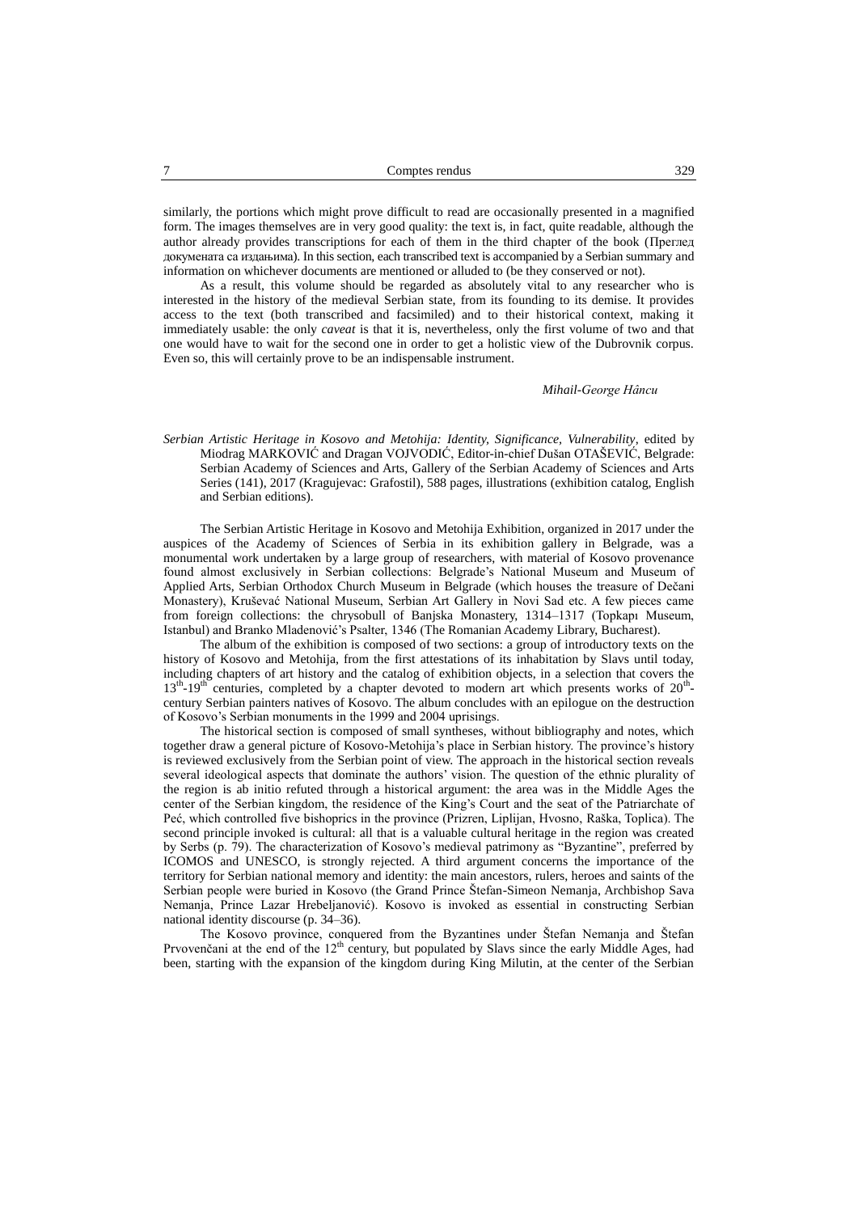similarly, the portions which might prove difficult to read are occasionally presented in a magnified form. The images themselves are in very good quality: the text is, in fact, quite readable, although the author already provides transcriptions for each of them in the third chapter of the book (Преглед докумената са издањима). In this section, each transcribed text is accompanied by a Serbian summary and information on whichever documents are mentioned or alluded to (be they conserved or not).

As a result, this volume should be regarded as absolutely vital to any researcher who is interested in the history of the medieval Serbian state, from its founding to its demise. It provides access to the text (both transcribed and facsimiled) and to their historical context, making it immediately usable: the only *caveat* is that it is, nevertheless, only the first volume of two and that one would have to wait for the second one in order to get a holistic view of the Dubrovnik corpus. Even so, this will certainly prove to be an indispensable instrument.

*Mihail-George Hâncu*

*Serbian Artistic Heritage in Kosovo and Metohija: Identity, Significance, Vulnerability*, edited by Miodrag MARKOVIĆ and Dragan VOJVODIĆ, Editor-in-chief Dušan OTAŠEVIĆ, Belgrade: Serbian Academy of Sciences and Arts, Gallery of the Serbian Academy of Sciences and Arts Series (141), 2017 (Kragujevac: Grafostil), 588 pages, illustrations (exhibition catalog, English and Serbian editions).

The Serbian Artistic Heritage in Kosovo and Metohija Exhibition, organized in 2017 under the auspices of the Academy of Sciences of Serbia in its exhibition gallery in Belgrade, was a monumental work undertaken by a large group of researchers, with material of Kosovo provenance found almost exclusively in Serbian collections: Belgrade's National Museum and Museum of Applied Arts, Serbian Orthodox Church Museum in Belgrade (which houses the treasure of Dečani Monastery), Kruševać National Museum, Serbian Art Gallery in Novi Sad etc. A few pieces came from foreign collections: the chrysobull of Banjska Monastery, 1314–1317 (Topkapı Museum, Istanbul) and Branko Mladenović's Psalter, 1346 (The Romanian Academy Library, Bucharest).

The album of the exhibition is composed of two sections: a group of introductory texts on the history of Kosovo and Metohija, from the first attestations of its inhabitation by Slavs until today, including chapters of art history and the catalog of exhibition objects, in a selection that covers the 13th-19th centuries, completed by a chapter devoted to modern art which presents works of 20th-century Serbian painters natives of Kosovo. The album concludes with an epilogue on the destruction of Kosovo's Serbian monuments in the 1999 and 2004 uprisings.

The historical section is composed of small syntheses, without bibliography and notes, which together draw a general picture of Kosovo-Metohija's place in Serbian history. The province's history is reviewed exclusively from the Serbian point of view. The approach in the historical section reveals several ideological aspects that dominate the authors' vision. The question of the ethnic plurality of the region is ab initio refuted through a historical argument: the area was in the Middle Ages the center of the Serbian kingdom, the residence of the King's Court and the seat of the Patriarchate of Peć, which controlled five bishoprics in the province (Prizren, Liplijan, Hvosno, Raška, Toplica). The second principle invoked is cultural: all that is a valuable cultural heritage in the region was created by Serbs (p. 79). The characterization of Kosovo's medieval patrimony as "Byzantine", preferred by ICOMOS and UNESCO, is strongly rejected. A third argument concerns the importance of the territory for Serbian national memory and identity: the main ancestors, rulers, heroes and saints of the Serbian people were buried in Kosovo (the Grand Prince Štefan-Simeon Nemanja, Archbishop Sava Nemanja, Prince Lazar Hrebeljanović). Kosovo is invoked as essential in constructing Serbian national identity discourse (p. 34–36).

The Kosovo province, conquered from the Byzantines under Štefan Nemanja and Štefan Prvovenčani at the end of the 12th century, but populated by Slavs since the early Middle Ages, had been, starting with the expansion of the kingdom during King Milutin, at the center of the Serbian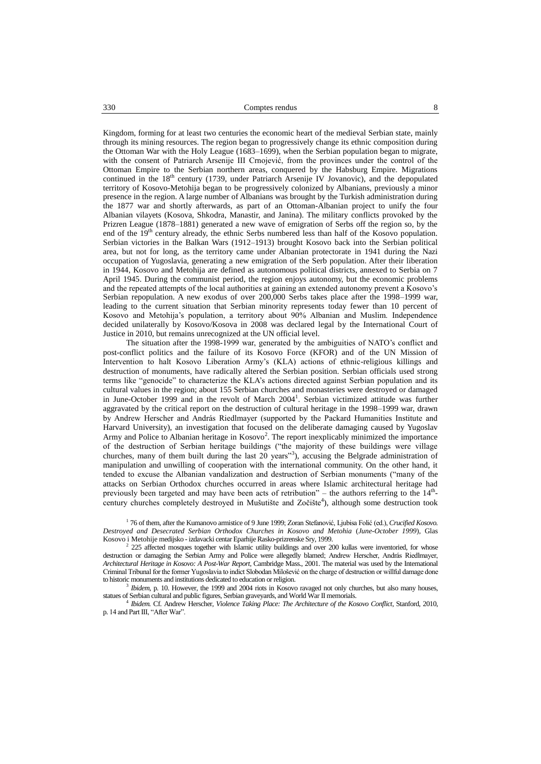Kingdom, forming for at least two centuries the economic heart of the medieval Serbian state, mainly through its mining resources. The region began to progressively change its ethnic composition during the Ottoman War with the Holy League (1683–1699), when the Serbian population began to migrate, with the consent of Patriarch Arsenije III Crnojević, from the provinces under the control of the Ottoman Empire to the Serbian northern areas, conquered by the Habsburg Empire. Migrations continued in the 18th century (1739, under Patriarch Arsenije IV Jovanovic), and the depopulated territory of Kosovo-Metohija began to be progressively colonized by Albanians, previously a minor presence in the region. A large number of Albanians was brought by the Turkish administration during the 1877 war and shortly afterwards, as part of an Ottoman-Albanian project to unify the four Albanian vilayets (Kosova, Shkodra, Manastir, and Janina). The military conflicts provoked by the Prizren League (1878–1881) generated a new wave of emigration of Serbs off the region so, by the end of the 19th century already, the ethnic Serbs numbered less than half of the Kosovo population. Serbian victories in the Balkan Wars (1912–1913) brought Kosovo back into the Serbian political area, but not for long, as the territory came under Albanian protectorate in 1941 during the Nazi occupation of Yugoslavia, generating a new emigration of the Serb population. After their liberation in 1944, Kosovo and Metohija are defined as autonomous political districts, annexed to Serbia on 7 April 1945. During the communist period, the region enjoys autonomy, but the economic problems and the repeated attempts of the local authorities at gaining an extended autonomy prevent a Kosovo's Serbian repopulation. A new exodus of over 200,000 Serbs takes place after the 1998–1999 war, leading to the current situation that Serbian minority represents today fewer than 10 percent of Kosovo and Metohija's population, a territory about 90% Albanian and Muslim. Independence decided unilaterally by Kosovo/Kosova in 2008 was declared legal by the International Court of Justice in 2010, but remains unrecognized at the UN official level.

The situation after the 1998-1999 war, generated by the ambiguities of NATO's conflict and post-conflict politics and the failure of its Kosovo Force (KFOR) and of the UN Mission of Intervention to halt Kosovo Liberation Army's (KLA) actions of ethnic-religious killings and destruction of monuments, have radically altered the Serbian position. Serbian officials used strong terms like "genocide" to characterize the KLA's actions directed against Serbian population and its cultural values in the region; about 155 Serbian churches and monasteries were destroyed or damaged in June-October 1999 and in the revolt of March 2004[1]. Serbian victimized attitude was further aggravated by the critical report on the destruction of cultural heritage in the 1998–1999 war, drawn by Andrew Herscher and András Riedlmayer (supported by the Packard Humanities Institute and Harvard University), an investigation that focused on the deliberate damaging caused by Yugoslav Army and Police to Albanian heritage in Kosovo[2]. The report inexplicably minimized the importance of the destruction of Serbian heritage buildings ("the majority of these buildings were village churches, many of them built during the last 20 years"[3]), accusing the Belgrade administration of manipulation and unwilling of cooperation with the international community. On the other hand, it tended to excuse the Albanian vandalization and destruction of Serbian monuments ("many of the attacks on Serbian Orthodox churches occurred in areas where Islamic architectural heritage had previously been targeted and may have been acts of retribution" – the authors referring to the 14th-century churches completely destroyed in Mušutište and Zočište[4]), although some destruction took

[1] 76 of them, after the Kumanovo armistice of 9 June 1999; Zoran Stefanović, Ljubisa Folić (ed.), *Crucified Kosovo. Destroyed and Desecrated Serbian Orthodox Churches in Kosovo and Metohia* (*June-October 1999*), Glas Kosovo i Metohije medijsko - izdavacki centar Eparhije Rasko-prizrenske Sry, 1999.

[2] 225 affected mosques together with Islamic utility buildings and over 200 kullas were inventoried, for whose destruction or damaging the Serbian Army and Police were allegedly blamed; Andrew Herscher, András Riedlmayer, *Architectural Heritage in Kosovo: A Post-War Report*, Cambridge Mass., 2001. The material was used by the International Criminal Tribunal for the former Yugoslavia to indict Slobodan Milošević on the charge of destruction or willful damage done to historic monuments and institutions dedicated to education or religion.

[3] *Ibidem*, p. 10. However, the 1999 and 2004 riots in Kosovo ravaged not only churches, but also many houses, statues of Serbian cultural and public figures, Serbian graveyards, and World War II memorials.

[4] *Ibidem.* Cf. Andrew Herscher, *Violence Taking Place: The Architecture of the Kosovo Conflict*, Stanford, 2010, p. 14 and Part III, "After War".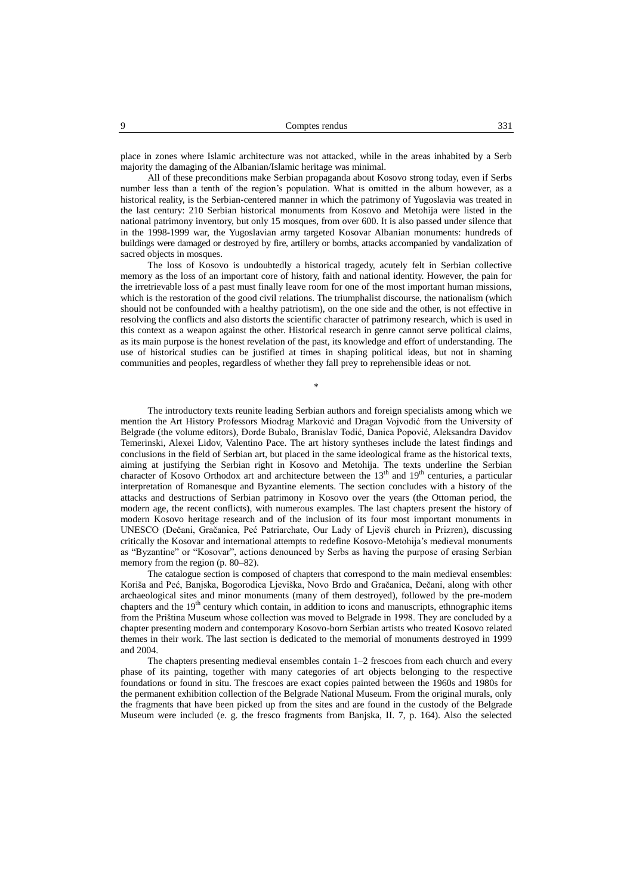place in zones where Islamic architecture was not attacked, while in the areas inhabited by a Serb majority the damaging of the Albanian/Islamic heritage was minimal.

All of these preconditions make Serbian propaganda about Kosovo strong today, even if Serbs number less than a tenth of the region's population. What is omitted in the album however, as a historical reality, is the Serbian-centered manner in which the patrimony of Yugoslavia was treated in the last century: 210 Serbian historical monuments from Kosovo and Metohija were listed in the national patrimony inventory, but only 15 mosques, from over 600. It is also passed under silence that in the 1998-1999 war, the Yugoslavian army targeted Kosovar Albanian monuments: hundreds of buildings were damaged or destroyed by fire, artillery or bombs, attacks accompanied by vandalization of sacred objects in mosques.

The loss of Kosovo is undoubtedly a historical tragedy, acutely felt in Serbian collective memory as the loss of an important core of history, faith and national identity. However, the pain for the irretrievable loss of a past must finally leave room for one of the most important human missions, which is the restoration of the good civil relations. The triumphalist discourse, the nationalism (which should not be confounded with a healthy patriotism), on the one side and the other, is not effective in resolving the conflicts and also distorts the scientific character of patrimony research, which is used in this context as a weapon against the other. Historical research in genre cannot serve political claims, as its main purpose is the honest revelation of the past, its knowledge and effort of understanding. The use of historical studies can be justified at times in shaping political ideas, but not in shaming communities and peoples, regardless of whether they fall prey to reprehensible ideas or not.

*

The introductory texts reunite leading Serbian authors and foreign specialists among which we mention the Art History Professors Miodrag Marković and Dragan Vojvodić from the University of Belgrade (the volume editors), Đorđe Bubalo, Branislav Todić, Danica Popović, Aleksandra Davidov Temerinski, Alexei Lidov, Valentino Pace. The art history syntheses include the latest findings and conclusions in the field of Serbian art, but placed in the same ideological frame as the historical texts, aiming at justifying the Serbian right in Kosovo and Metohija. The texts underline the Serbian character of Kosovo Orthodox art and architecture between the 13th and 19th centuries, a particular interpretation of Romanesque and Byzantine elements. The section concludes with a history of the attacks and destructions of Serbian patrimony in Kosovo over the years (the Ottoman period, the modern age, the recent conflicts), with numerous examples. The last chapters present the history of modern Kosovo heritage research and of the inclusion of its four most important monuments in UNESCO (Dečani, Gračanica, Peć Patriarchate, Our Lady of Ljeviš church in Prizren), discussing critically the Kosovar and international attempts to redefine Kosovo-Metohija's medieval monuments as "Byzantine" or "Kosovar", actions denounced by Serbs as having the purpose of erasing Serbian memory from the region (p. 80–82).

The catalogue section is composed of chapters that correspond to the main medieval ensembles: Koriša and Peć, Banjska, Bogorodica Ljeviška, Novo Brdo and Gračanica, Dečani, along with other archaeological sites and minor monuments (many of them destroyed), followed by the pre-modern chapters and the 19th century which contain, in addition to icons and manuscripts, ethnographic items from the Priština Museum whose collection was moved to Belgrade in 1998. They are concluded by a chapter presenting modern and contemporary Kosovo-born Serbian artists who treated Kosovo related themes in their work. The last section is dedicated to the memorial of monuments destroyed in 1999 and 2004.

The chapters presenting medieval ensembles contain 1–2 frescoes from each church and every phase of its painting, together with many categories of art objects belonging to the respective foundations or found in situ. The frescoes are exact copies painted between the 1960s and 1980s for the permanent exhibition collection of the Belgrade National Museum. From the original murals, only the fragments that have been picked up from the sites and are found in the custody of the Belgrade Museum were included (e. g. the fresco fragments from Banjska, II. 7, p. 164). Also the selected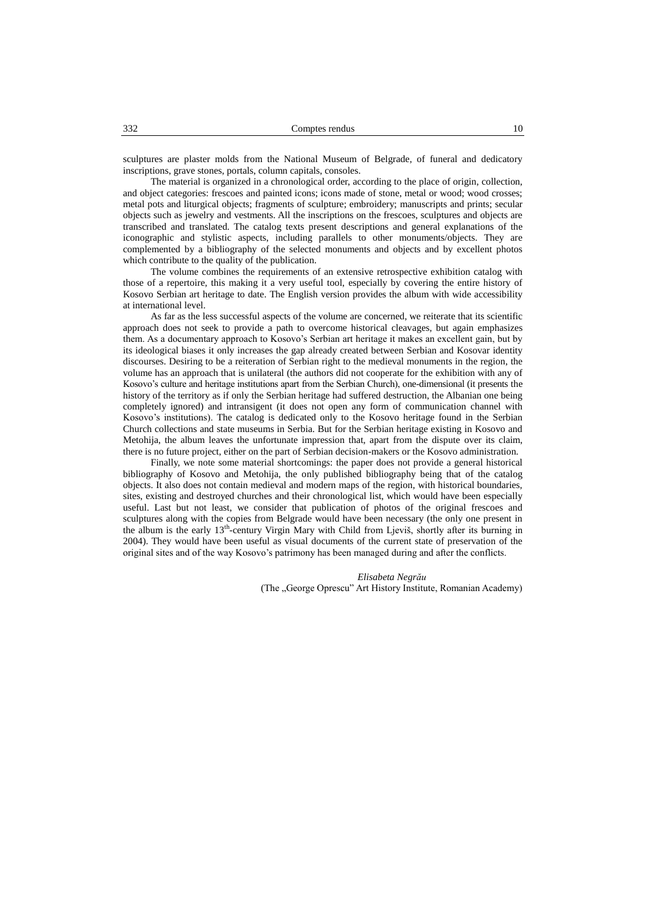sculptures are plaster molds from the National Museum of Belgrade, of funeral and dedicatory inscriptions, grave stones, portals, column capitals, consoles.

The material is organized in a chronological order, according to the place of origin, collection, and object categories: frescoes and painted icons; icons made of stone, metal or wood; wood crosses; metal pots and liturgical objects; fragments of sculpture; embroidery; manuscripts and prints; secular objects such as jewelry and vestments. All the inscriptions on the frescoes, sculptures and objects are transcribed and translated. The catalog texts present descriptions and general explanations of the iconographic and stylistic aspects, including parallels to other monuments/objects. They are complemented by a bibliography of the selected monuments and objects and by excellent photos which contribute to the quality of the publication.

The volume combines the requirements of an extensive retrospective exhibition catalog with those of a repertoire, this making it a very useful tool, especially by covering the entire history of Kosovo Serbian art heritage to date. The English version provides the album with wide accessibility at international level.

As far as the less successful aspects of the volume are concerned, we reiterate that its scientific approach does not seek to provide a path to overcome historical cleavages, but again emphasizes them. As a documentary approach to Kosovo's Serbian art heritage it makes an excellent gain, but by its ideological biases it only increases the gap already created between Serbian and Kosovar identity discourses. Desiring to be a reiteration of Serbian right to the medieval monuments in the region, the volume has an approach that is unilateral (the authors did not cooperate for the exhibition with any of Kosovo's culture and heritage institutions apart from the Serbian Church), one-dimensional (it presents the history of the territory as if only the Serbian heritage had suffered destruction, the Albanian one being completely ignored) and intransigent (it does not open any form of communication channel with Kosovo's institutions). The catalog is dedicated only to the Kosovo heritage found in the Serbian Church collections and state museums in Serbia. But for the Serbian heritage existing in Kosovo and Metohija, the album leaves the unfortunate impression that, apart from the dispute over its claim, there is no future project, either on the part of Serbian decision-makers or the Kosovo administration.

Finally, we note some material shortcomings: the paper does not provide a general historical bibliography of Kosovo and Metohija, the only published bibliography being that of the catalog objects. It also does not contain medieval and modern maps of the region, with historical boundaries, sites, existing and destroyed churches and their chronological list, which would have been especially useful. Last but not least, we consider that publication of photos of the original frescoes and sculptures along with the copies from Belgrade would have been necessary (the only one present in the album is the early 13th-century Virgin Mary with Child from Ljeviš, shortly after its burning in 2004). They would have been useful as visual documents of the current state of preservation of the original sites and of the way Kosovo's patrimony has been managed during and after the conflicts.

*Elisabeta Negrău*
(The „George Oprescu" Art History Institute, Romanian Academy)